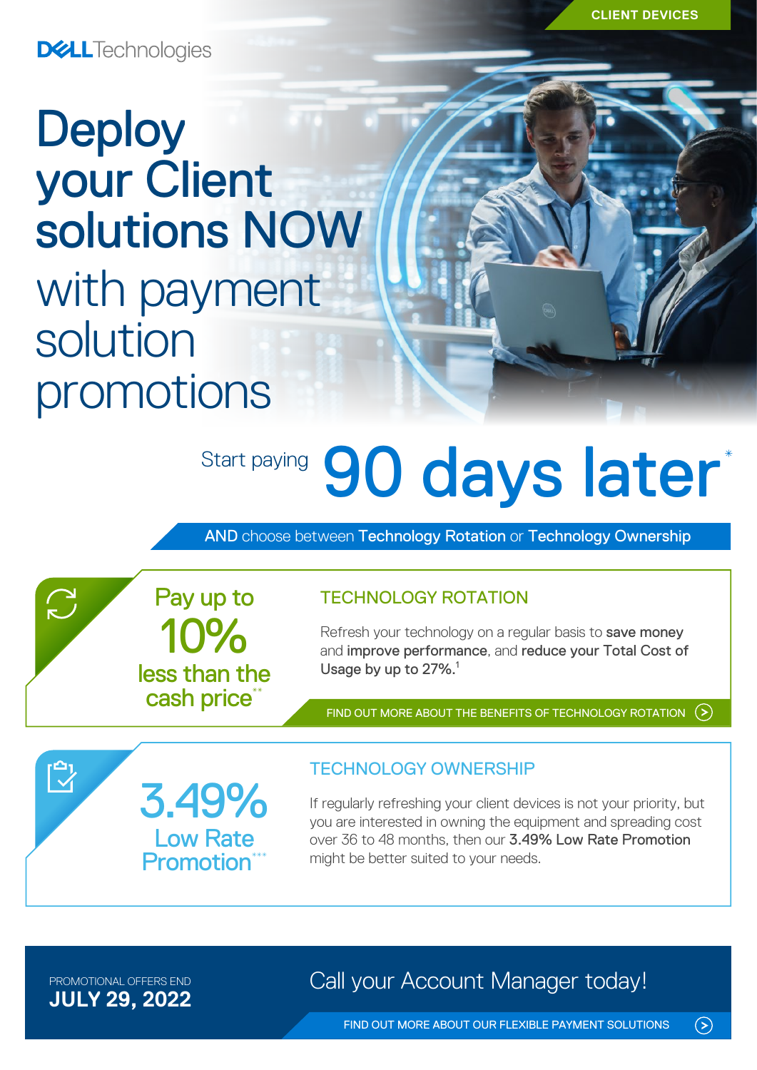CLIENT DEVICES

Dell Technologies

# Deploy your Client solutions NOW with payment solution promotions

Start paying **90 days later***

**AND** choose between **Technology Rotation** or **Technology Ownership**

## Pay up to 10% less than the cash price**

### TECHNOLOGY ROTATION

Refresh your technology on a regular basis to **save money** and **improve performance**, and **reduce your Total Cost of Usage by up to 27%.**[1]

FIND OUT MORE ABOUT THE BENEFITS OF TECHNOLOGY ROTATION

## 3.49% Low Rate Promotion***

### TECHNOLOGY OWNERSHIP

If regularly refreshing your client devices is not your priority, but you are interested in owning the equipment and spreading cost over 36 to 48 months, then our **3.49% Low Rate Promotion** might be better suited to your needs.

PROMOTIONAL OFFERS END
**JULY 29, 2022**

Call your Account Manager today!

FIND OUT MORE ABOUT OUR FLEXIBLE PAYMENT SOLUTIONS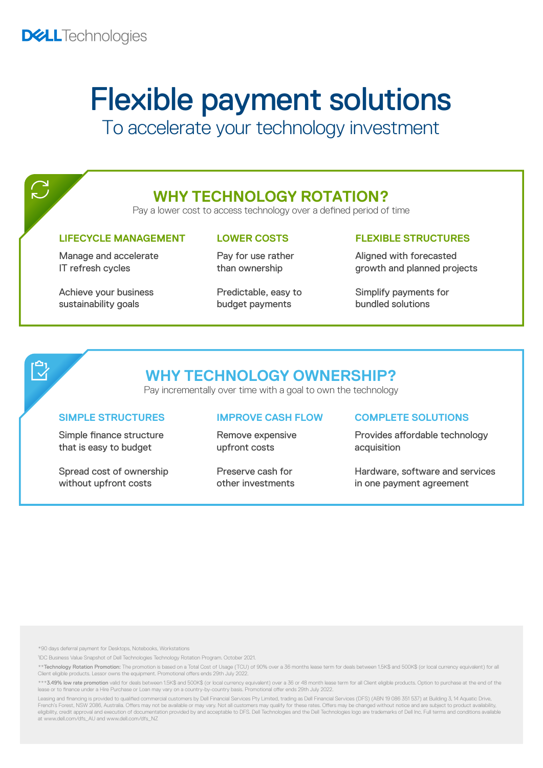# Flexible payment solutions

To accelerate your technology investment

## WHY TECHNOLOGY ROTATION?

Pay a lower cost to access technology over a defined period of time

### LIFECYCLE MANAGEMENT

Manage and accelerate IT refresh cycles

Achieve your business sustainability goals

### LOWER COSTS

Pay for use rather than ownership

Predictable, easy to budget payments

### FLEXIBLE STRUCTURES

Aligned with forecasted growth and planned projects

Simplify payments for bundled solutions

## WHY TECHNOLOGY OWNERSHIP?

Pay incrementally over time with a goal to own the technology

### SIMPLE STRUCTURES

Simple finance structure that is easy to budget

Spread cost of ownership without upfront costs

### IMPROVE CASH FLOW

Remove expensive upfront costs

Preserve cash for other investments

### COMPLETE SOLUTIONS

Provides affordable technology acquisition

Hardware, software and services in one payment agreement

*90 days deferral payment for Desktops, Notebooks, Workstations

[1]IDC Business Value Snapshot of Dell Technologies Technology Rotation Program. October 2021.

**Technology Rotation Promotion: The promotion is based on a Total Cost of Usage (TCU) of 90% over a 36 months lease term for deals between 1.5K$ and 500K$ (or local currency equivalent) for all Client eligible products. Lessor owns the equipment. Promotional offers ends 29th July 2022.

***3.49% low rate promotion valid for deals between 1.5K$ and 500K$ (or local currency equivalent) over a 36 or 48 month lease term for all Client eligible products. Option to purchase at the end of the lease or to finance under a Hire Purchase or Loan may vary on a country-by-country basis. Promotional offer ends 29th July 2022.

Leasing and financing is provided to qualified commercial customers by Dell Financial Services Pty Limited, trading as Dell Financial Services (DFS) (ABN 19 086 351 537) at Building 3, 14 Aquatic Drive, French's Forest, NSW 2086, Australia. Offers may not be available or may vary. Not all customers may qualify for these rates. Offers may be changed without notice and are subject to product availability, eligibility, credit approval and execution of documentation provided by and acceptable to DFS. Dell Technologies and the Dell Technologies logo are trademarks of Dell Inc. Full terms and conditions available at www.dell.com/dfs_AU and www.dell.com/dfs_NZ